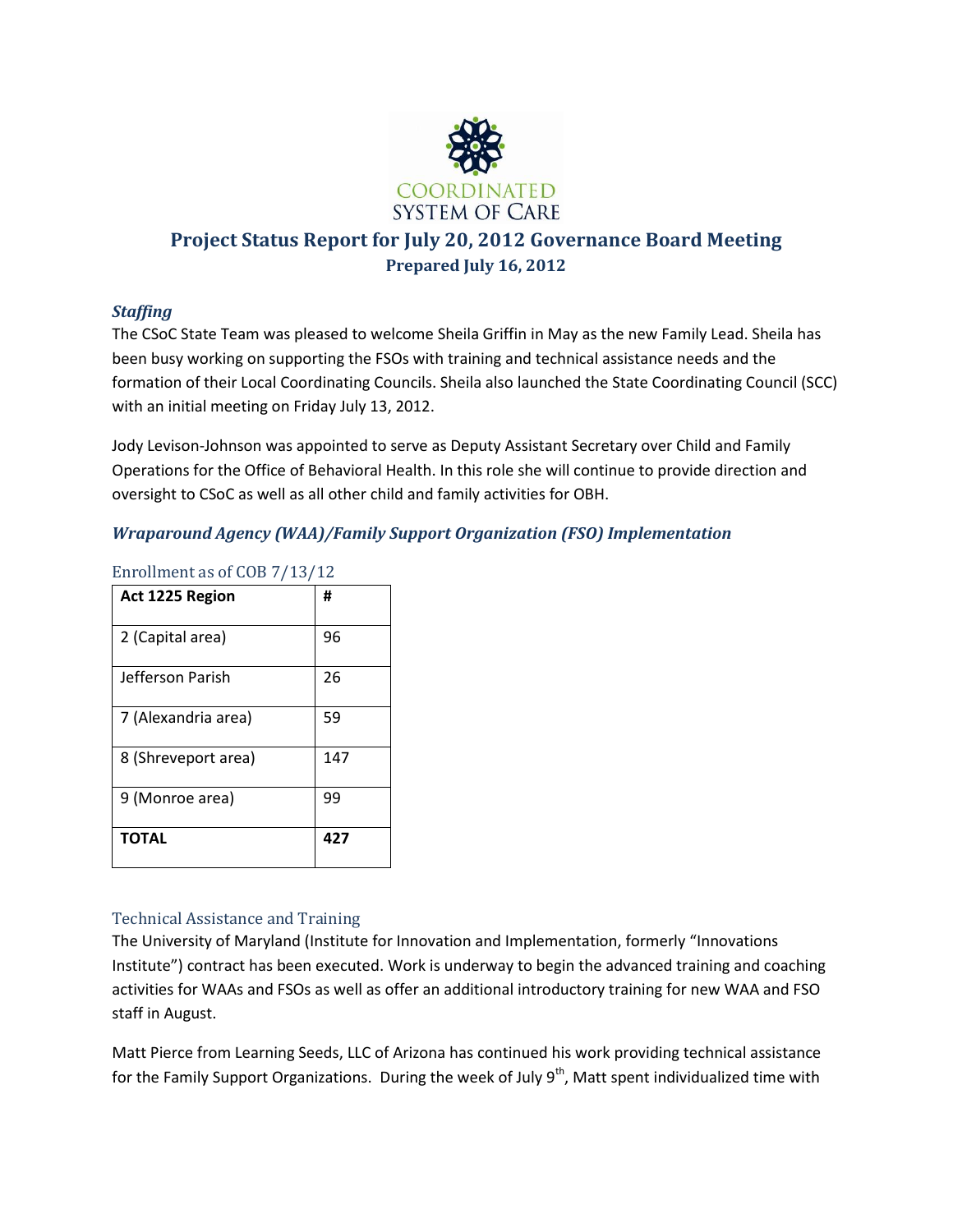COORDINATED SYSTEM OF CARE

# Project Status Report for July 20, 2012 Governance Board Meeting

**Prepared July 16, 2012**

## *Staffing*

The CSoC State Team was pleased to welcome Sheila Griffin in May as the new Family Lead. Sheila has been busy working on supporting the FSOs with training and technical assistance needs and the formation of their Local Coordinating Councils. Sheila also launched the State Coordinating Council (SCC) with an initial meeting on Friday July 13, 2012.

Jody Levison-Johnson was appointed to serve as Deputy Assistant Secretary over Child and Family Operations for the Office of Behavioral Health. In this role she will continue to provide direction and oversight to CSoC as well as all other child and family activities for OBH.

## *Wraparound Agency (WAA)/Family Support Organization (FSO) Implementation*

### Enrollment as of COB 7/13/12

| Act 1225 Region | # |
|---|---|
| 2 (Capital area) | 96 |
| Jefferson Parish | 26 |
| 7 (Alexandria area) | 59 |
| 8 (Shreveport area) | 147 |
| 9 (Monroe area) | 99 |
| **TOTAL** | **427** |

### Technical Assistance and Training

The University of Maryland (Institute for Innovation and Implementation, formerly "Innovations Institute") contract has been executed. Work is underway to begin the advanced training and coaching activities for WAAs and FSOs as well as offer an additional introductory training for new WAA and FSO staff in August.

Matt Pierce from Learning Seeds, LLC of Arizona has continued his work providing technical assistance for the Family Support Organizations. During the week of July 9th, Matt spent individualized time with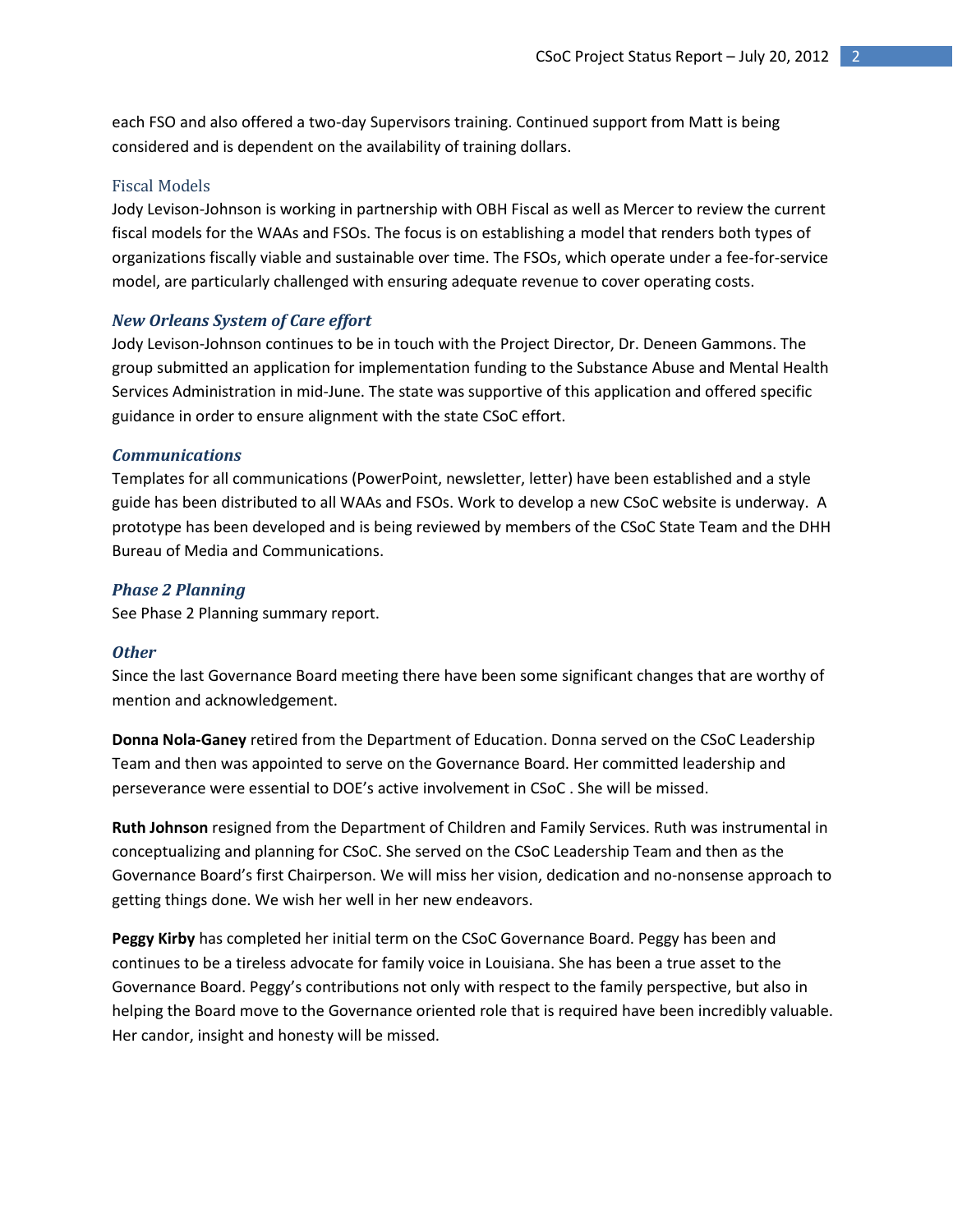each FSO and also offered a two-day Supervisors training. Continued support from Matt is being considered and is dependent on the availability of training dollars.

### Fiscal Models

Jody Levison-Johnson is working in partnership with OBH Fiscal as well as Mercer to review the current fiscal models for the WAAs and FSOs. The focus is on establishing a model that renders both types of organizations fiscally viable and sustainable over time. The FSOs, which operate under a fee-for-service model, are particularly challenged with ensuring adequate revenue to cover operating costs.

### *New Orleans System of Care effort*

Jody Levison-Johnson continues to be in touch with the Project Director, Dr. Deneen Gammons. The group submitted an application for implementation funding to the Substance Abuse and Mental Health Services Administration in mid-June. The state was supportive of this application and offered specific guidance in order to ensure alignment with the state CSoC effort.

### *Communications*

Templates for all communications (PowerPoint, newsletter, letter) have been established and a style guide has been distributed to all WAAs and FSOs. Work to develop a new CSoC website is underway. A prototype has been developed and is being reviewed by members of the CSoC State Team and the DHH Bureau of Media and Communications.

### *Phase 2 Planning*

See Phase 2 Planning summary report.

### *Other*

Since the last Governance Board meeting there have been some significant changes that are worthy of mention and acknowledgement.

**Donna Nola-Ganey** retired from the Department of Education. Donna served on the CSoC Leadership Team and then was appointed to serve on the Governance Board. Her committed leadership and perseverance were essential to DOE's active involvement in CSoC . She will be missed.

**Ruth Johnson** resigned from the Department of Children and Family Services. Ruth was instrumental in conceptualizing and planning for CSoC. She served on the CSoC Leadership Team and then as the Governance Board's first Chairperson. We will miss her vision, dedication and no-nonsense approach to getting things done. We wish her well in her new endeavors.

**Peggy Kirby** has completed her initial term on the CSoC Governance Board. Peggy has been and continues to be a tireless advocate for family voice in Louisiana. She has been a true asset to the Governance Board. Peggy's contributions not only with respect to the family perspective, but also in helping the Board move to the Governance oriented role that is required have been incredibly valuable. Her candor, insight and honesty will be missed.